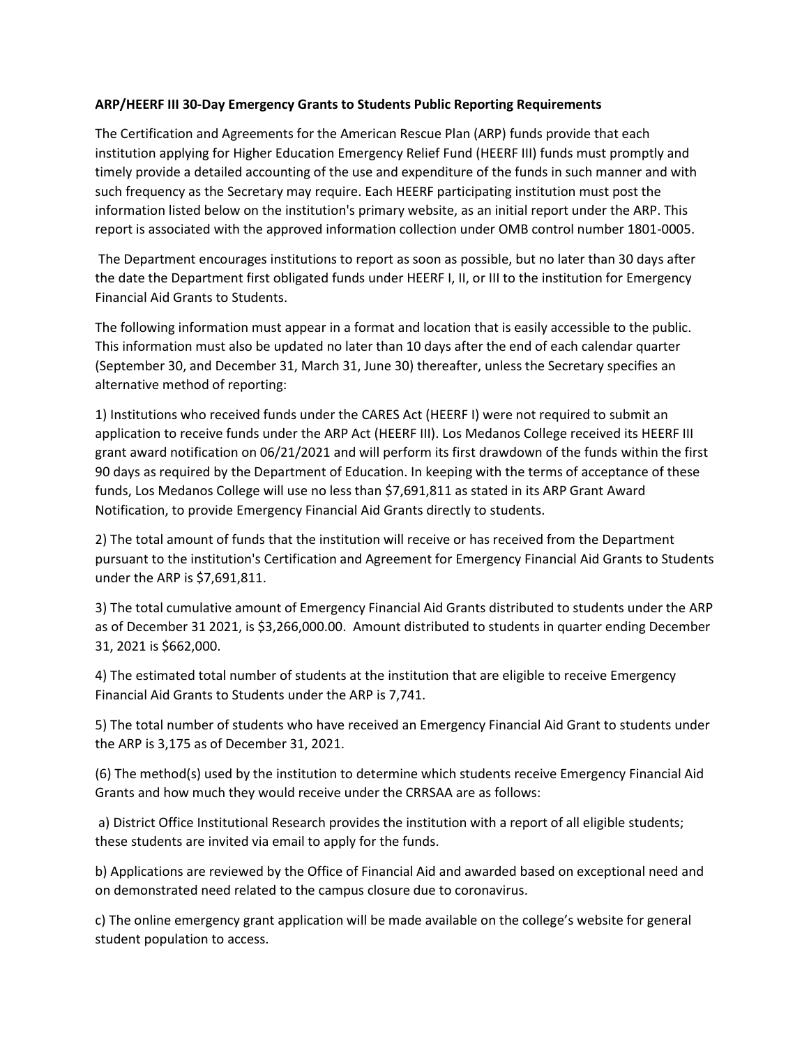**ARP/HEERF III 30-Day Emergency Grants to Students Public Reporting Requirements**

The Certification and Agreements for the American Rescue Plan (ARP) funds provide that each institution applying for Higher Education Emergency Relief Fund (HEERF III) funds must promptly and timely provide a detailed accounting of the use and expenditure of the funds in such manner and with such frequency as the Secretary may require. Each HEERF participating institution must post the information listed below on the institution's primary website, as an initial report under the ARP. This report is associated with the approved information collection under OMB control number 1801-0005.

The Department encourages institutions to report as soon as possible, but no later than 30 days after the date the Department first obligated funds under HEERF I, II, or III to the institution for Emergency Financial Aid Grants to Students.

The following information must appear in a format and location that is easily accessible to the public. This information must also be updated no later than 10 days after the end of each calendar quarter (September 30, and December 31, March 31, June 30) thereafter, unless the Secretary specifies an alternative method of reporting:

1) Institutions who received funds under the CARES Act (HEERF I) were not required to submit an application to receive funds under the ARP Act (HEERF III). Los Medanos College received its HEERF III grant award notification on 06/21/2021 and will perform its first drawdown of the funds within the first 90 days as required by the Department of Education. In keeping with the terms of acceptance of these funds, Los Medanos College will use no less than $7,691,811 as stated in its ARP Grant Award Notification, to provide Emergency Financial Aid Grants directly to students.

2) The total amount of funds that the institution will receive or has received from the Department pursuant to the institution's Certification and Agreement for Emergency Financial Aid Grants to Students under the ARP is $7,691,811.

3) The total cumulative amount of Emergency Financial Aid Grants distributed to students under the ARP as of December 31 2021, is $3,266,000.00. Amount distributed to students in quarter ending December 31, 2021 is $662,000.

4) The estimated total number of students at the institution that are eligible to receive Emergency Financial Aid Grants to Students under the ARP is 7,741.

5) The total number of students who have received an Emergency Financial Aid Grant to students under the ARP is 3,175 as of December 31, 2021.

(6) The method(s) used by the institution to determine which students receive Emergency Financial Aid Grants and how much they would receive under the CRRSAA are as follows:

a) District Office Institutional Research provides the institution with a report of all eligible students; these students are invited via email to apply for the funds.

b) Applications are reviewed by the Office of Financial Aid and awarded based on exceptional need and on demonstrated need related to the campus closure due to coronavirus.

c) The online emergency grant application will be made available on the college's website for general student population to access.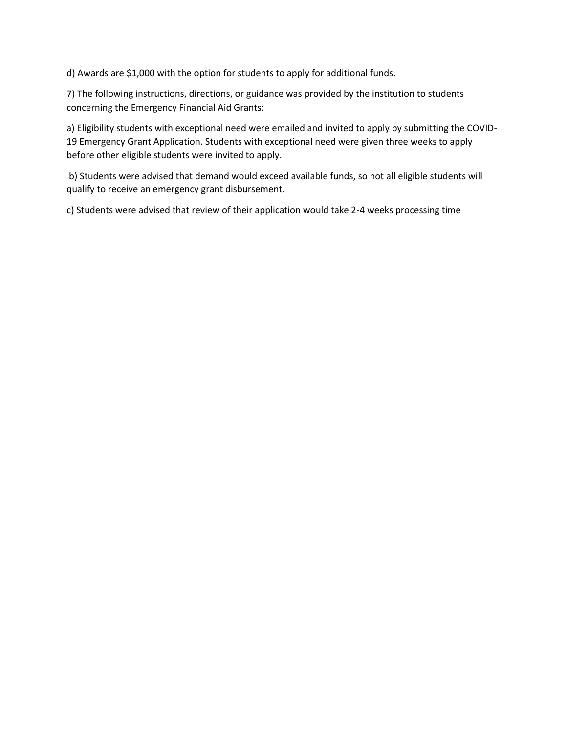d) Awards are $1,000 with the option for students to apply for additional funds.

7) The following instructions, directions, or guidance was provided by the institution to students concerning the Emergency Financial Aid Grants:

a) Eligibility students with exceptional need were emailed and invited to apply by submitting the COVID-19 Emergency Grant Application. Students with exceptional need were given three weeks to apply before other eligible students were invited to apply.

b) Students were advised that demand would exceed available funds, so not all eligible students will qualify to receive an emergency grant disbursement.

c) Students were advised that review of their application would take 2-4 weeks processing time